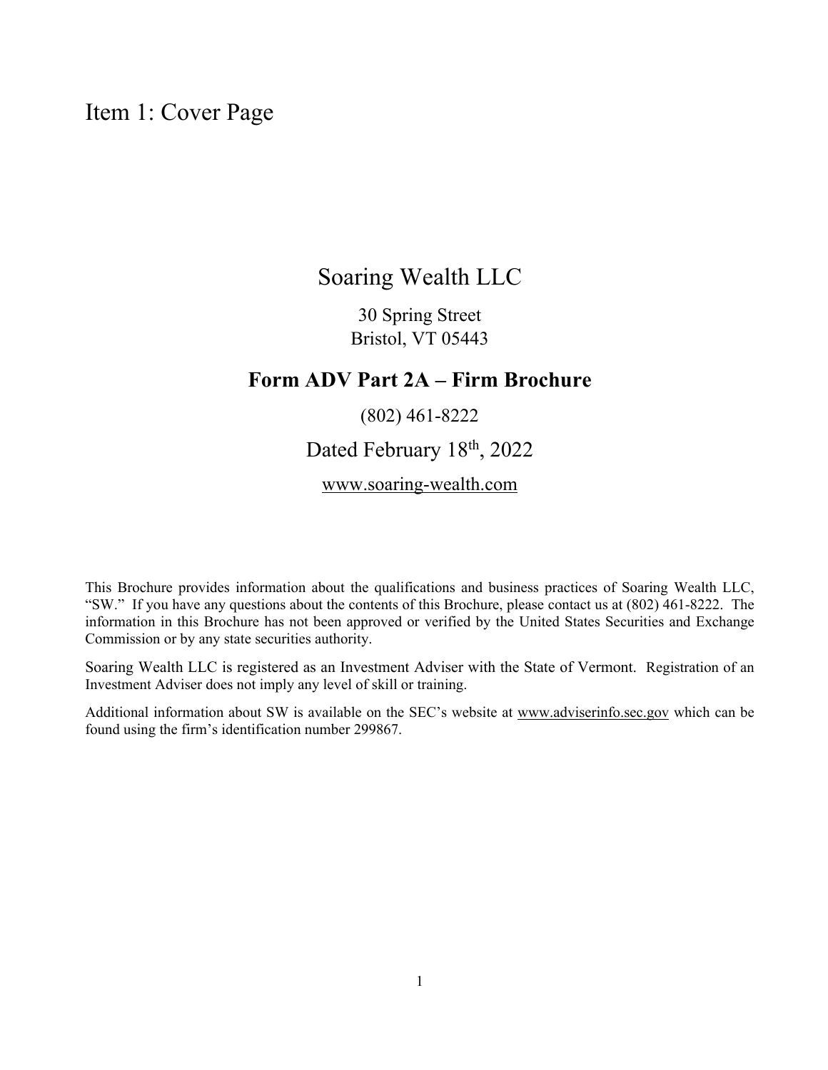# Item 1: Cover Page

## Soaring Wealth LLC

30 Spring Street
Bristol, VT 05443

### **Form ADV Part 2A – Firm Brochure**

(802) 461-8222

Dated February 18th, 2022

www.soaring-wealth.com

This Brochure provides information about the qualifications and business practices of Soaring Wealth LLC, "SW." If you have any questions about the contents of this Brochure, please contact us at (802) 461-8222. The information in this Brochure has not been approved or verified by the United States Securities and Exchange Commission or by any state securities authority.

Soaring Wealth LLC is registered as an Investment Adviser with the State of Vermont. Registration of an Investment Adviser does not imply any level of skill or training.

Additional information about SW is available on the SEC's website at www.adviserinfo.sec.gov which can be found using the firm's identification number 299867.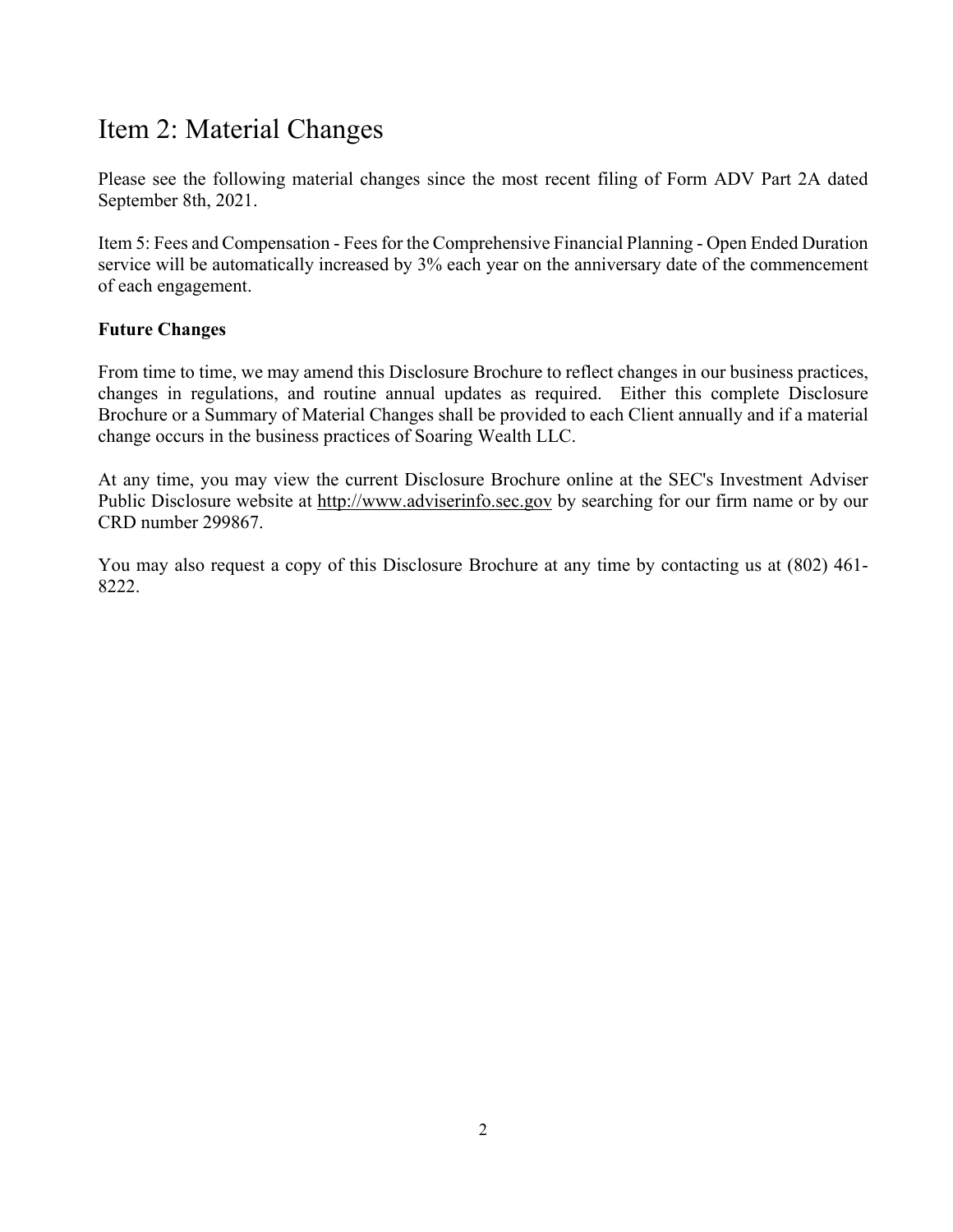# Item 2: Material Changes

Please see the following material changes since the most recent filing of Form ADV Part 2A dated September 8th, 2021.

Item 5: Fees and Compensation - Fees for the Comprehensive Financial Planning - Open Ended Duration service will be automatically increased by 3% each year on the anniversary date of the commencement of each engagement.

**Future Changes**

From time to time, we may amend this Disclosure Brochure to reflect changes in our business practices, changes in regulations, and routine annual updates as required. Either this complete Disclosure Brochure or a Summary of Material Changes shall be provided to each Client annually and if a material change occurs in the business practices of Soaring Wealth LLC.

At any time, you may view the current Disclosure Brochure online at the SEC's Investment Adviser Public Disclosure website at http://www.adviserinfo.sec.gov by searching for our firm name or by our CRD number 299867.

You may also request a copy of this Disclosure Brochure at any time by contacting us at (802) 461-8222.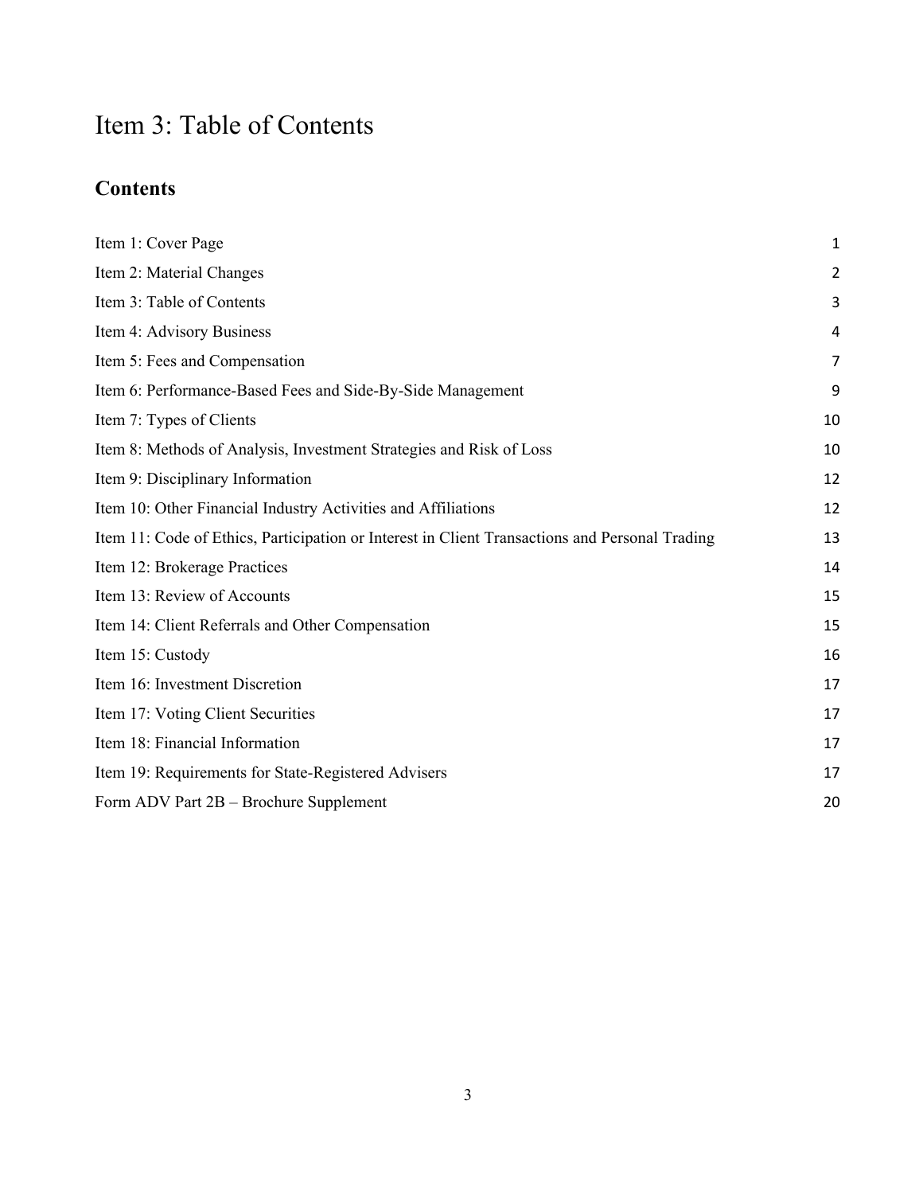# Item 3: Table of Contents

## Contents

| | |
|---|---|
| Item 1: Cover Page | 1 |
| Item 2: Material Changes | 2 |
| Item 3: Table of Contents | 3 |
| Item 4: Advisory Business | 4 |
| Item 5: Fees and Compensation | 7 |
| Item 6: Performance-Based Fees and Side-By-Side Management | 9 |
| Item 7: Types of Clients | 10 |
| Item 8: Methods of Analysis, Investment Strategies and Risk of Loss | 10 |
| Item 9: Disciplinary Information | 12 |
| Item 10: Other Financial Industry Activities and Affiliations | 12 |
| Item 11: Code of Ethics, Participation or Interest in Client Transactions and Personal Trading | 13 |
| Item 12: Brokerage Practices | 14 |
| Item 13: Review of Accounts | 15 |
| Item 14: Client Referrals and Other Compensation | 15 |
| Item 15: Custody | 16 |
| Item 16: Investment Discretion | 17 |
| Item 17: Voting Client Securities | 17 |
| Item 18: Financial Information | 17 |
| Item 19: Requirements for State-Registered Advisers | 17 |
| Form ADV Part 2B – Brochure Supplement | 20 |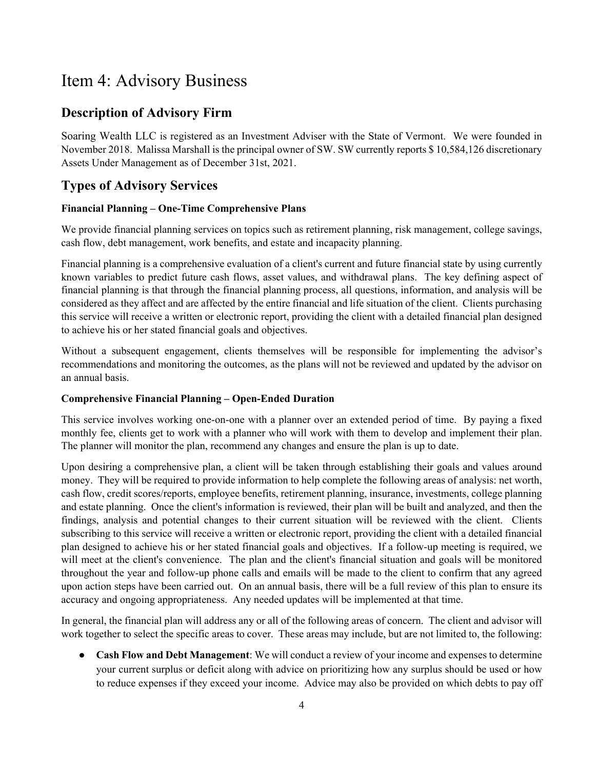# Item 4: Advisory Business

## Description of Advisory Firm

Soaring Wealth LLC is registered as an Investment Adviser with the State of Vermont. We were founded in November 2018. Malissa Marshall is the principal owner of SW. SW currently reports $ 10,584,126 discretionary Assets Under Management as of December 31st, 2021.

## Types of Advisory Services

**Financial Planning – One-Time Comprehensive Plans**

We provide financial planning services on topics such as retirement planning, risk management, college savings, cash flow, debt management, work benefits, and estate and incapacity planning.

Financial planning is a comprehensive evaluation of a client's current and future financial state by using currently known variables to predict future cash flows, asset values, and withdrawal plans. The key defining aspect of financial planning is that through the financial planning process, all questions, information, and analysis will be considered as they affect and are affected by the entire financial and life situation of the client. Clients purchasing this service will receive a written or electronic report, providing the client with a detailed financial plan designed to achieve his or her stated financial goals and objectives.

Without a subsequent engagement, clients themselves will be responsible for implementing the advisor's recommendations and monitoring the outcomes, as the plans will not be reviewed and updated by the advisor on an annual basis.

**Comprehensive Financial Planning – Open-Ended Duration**

This service involves working one-on-one with a planner over an extended period of time. By paying a fixed monthly fee, clients get to work with a planner who will work with them to develop and implement their plan. The planner will monitor the plan, recommend any changes and ensure the plan is up to date.

Upon desiring a comprehensive plan, a client will be taken through establishing their goals and values around money. They will be required to provide information to help complete the following areas of analysis: net worth, cash flow, credit scores/reports, employee benefits, retirement planning, insurance, investments, college planning and estate planning. Once the client's information is reviewed, their plan will be built and analyzed, and then the findings, analysis and potential changes to their current situation will be reviewed with the client. Clients subscribing to this service will receive a written or electronic report, providing the client with a detailed financial plan designed to achieve his or her stated financial goals and objectives. If a follow-up meeting is required, we will meet at the client's convenience. The plan and the client's financial situation and goals will be monitored throughout the year and follow-up phone calls and emails will be made to the client to confirm that any agreed upon action steps have been carried out. On an annual basis, there will be a full review of this plan to ensure its accuracy and ongoing appropriateness. Any needed updates will be implemented at that time.

In general, the financial plan will address any or all of the following areas of concern. The client and advisor will work together to select the specific areas to cover. These areas may include, but are not limited to, the following:

- **Cash Flow and Debt Management**: We will conduct a review of your income and expenses to determine your current surplus or deficit along with advice on prioritizing how any surplus should be used or how to reduce expenses if they exceed your income. Advice may also be provided on which debts to pay off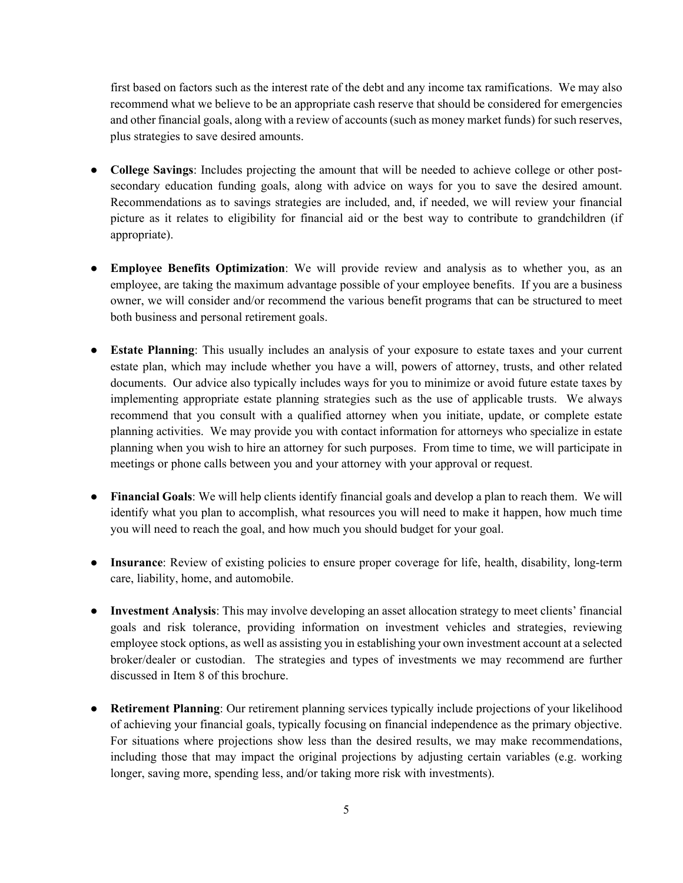first based on factors such as the interest rate of the debt and any income tax ramifications. We may also recommend what we believe to be an appropriate cash reserve that should be considered for emergencies and other financial goals, along with a review of accounts (such as money market funds) for such reserves, plus strategies to save desired amounts.

- **College Savings**: Includes projecting the amount that will be needed to achieve college or other post-secondary education funding goals, along with advice on ways for you to save the desired amount. Recommendations as to savings strategies are included, and, if needed, we will review your financial picture as it relates to eligibility for financial aid or the best way to contribute to grandchildren (if appropriate).

- **Employee Benefits Optimization**: We will provide review and analysis as to whether you, as an employee, are taking the maximum advantage possible of your employee benefits. If you are a business owner, we will consider and/or recommend the various benefit programs that can be structured to meet both business and personal retirement goals.

- **Estate Planning**: This usually includes an analysis of your exposure to estate taxes and your current estate plan, which may include whether you have a will, powers of attorney, trusts, and other related documents. Our advice also typically includes ways for you to minimize or avoid future estate taxes by implementing appropriate estate planning strategies such as the use of applicable trusts. We always recommend that you consult with a qualified attorney when you initiate, update, or complete estate planning activities. We may provide you with contact information for attorneys who specialize in estate planning when you wish to hire an attorney for such purposes. From time to time, we will participate in meetings or phone calls between you and your attorney with your approval or request.

- **Financial Goals**: We will help clients identify financial goals and develop a plan to reach them. We will identify what you plan to accomplish, what resources you will need to make it happen, how much time you will need to reach the goal, and how much you should budget for your goal.

- **Insurance**: Review of existing policies to ensure proper coverage for life, health, disability, long-term care, liability, home, and automobile.

- **Investment Analysis**: This may involve developing an asset allocation strategy to meet clients' financial goals and risk tolerance, providing information on investment vehicles and strategies, reviewing employee stock options, as well as assisting you in establishing your own investment account at a selected broker/dealer or custodian. The strategies and types of investments we may recommend are further discussed in Item 8 of this brochure.

- **Retirement Planning**: Our retirement planning services typically include projections of your likelihood of achieving your financial goals, typically focusing on financial independence as the primary objective. For situations where projections show less than the desired results, we may make recommendations, including those that may impact the original projections by adjusting certain variables (e.g. working longer, saving more, spending less, and/or taking more risk with investments).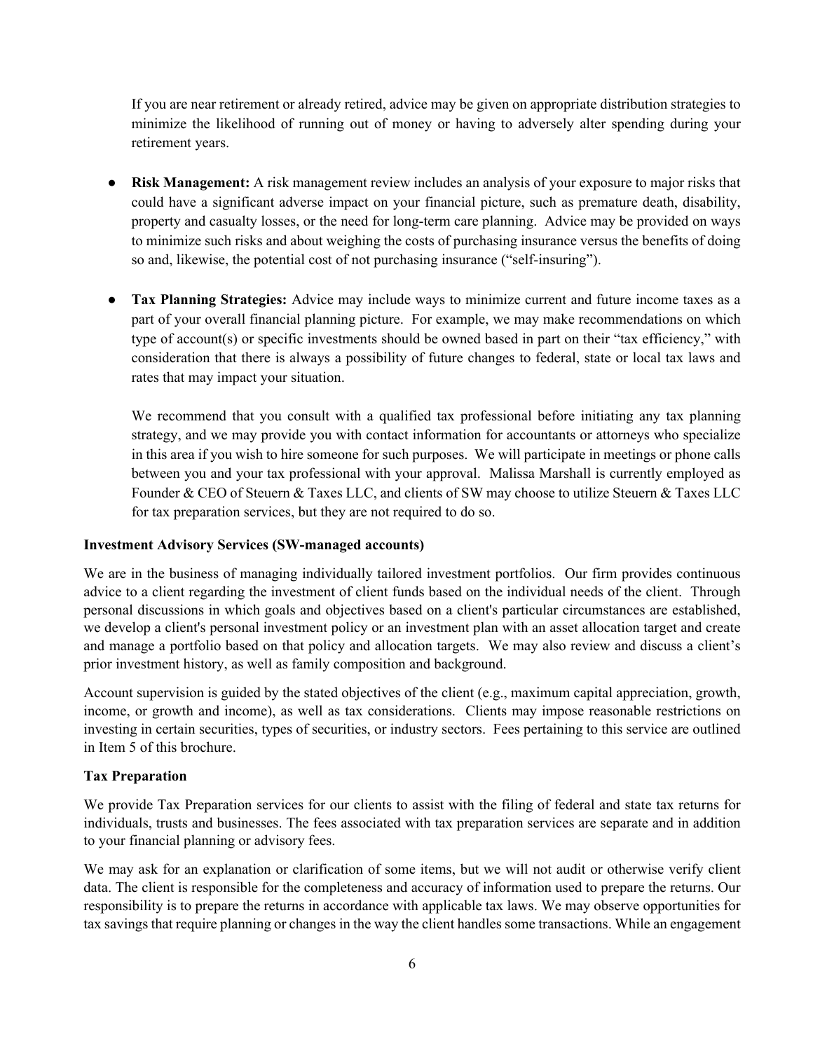If you are near retirement or already retired, advice may be given on appropriate distribution strategies to minimize the likelihood of running out of money or having to adversely alter spending during your retirement years.

- **Risk Management:** A risk management review includes an analysis of your exposure to major risks that could have a significant adverse impact on your financial picture, such as premature death, disability, property and casualty losses, or the need for long-term care planning. Advice may be provided on ways to minimize such risks and about weighing the costs of purchasing insurance versus the benefits of doing so and, likewise, the potential cost of not purchasing insurance ("self-insuring").

- **Tax Planning Strategies:** Advice may include ways to minimize current and future income taxes as a part of your overall financial planning picture. For example, we may make recommendations on which type of account(s) or specific investments should be owned based in part on their "tax efficiency," with consideration that there is always a possibility of future changes to federal, state or local tax laws and rates that may impact your situation.

  We recommend that you consult with a qualified tax professional before initiating any tax planning strategy, and we may provide you with contact information for accountants or attorneys who specialize in this area if you wish to hire someone for such purposes. We will participate in meetings or phone calls between you and your tax professional with your approval. Malissa Marshall is currently employed as Founder & CEO of Steuern & Taxes LLC, and clients of SW may choose to utilize Steuern & Taxes LLC for tax preparation services, but they are not required to do so.

**Investment Advisory Services (SW-managed accounts)**

We are in the business of managing individually tailored investment portfolios. Our firm provides continuous advice to a client regarding the investment of client funds based on the individual needs of the client. Through personal discussions in which goals and objectives based on a client's particular circumstances are established, we develop a client's personal investment policy or an investment plan with an asset allocation target and create and manage a portfolio based on that policy and allocation targets. We may also review and discuss a client's prior investment history, as well as family composition and background.

Account supervision is guided by the stated objectives of the client (e.g., maximum capital appreciation, growth, income, or growth and income), as well as tax considerations. Clients may impose reasonable restrictions on investing in certain securities, types of securities, or industry sectors. Fees pertaining to this service are outlined in Item 5 of this brochure.

**Tax Preparation**

We provide Tax Preparation services for our clients to assist with the filing of federal and state tax returns for individuals, trusts and businesses. The fees associated with tax preparation services are separate and in addition to your financial planning or advisory fees.

We may ask for an explanation or clarification of some items, but we will not audit or otherwise verify client data. The client is responsible for the completeness and accuracy of information used to prepare the returns. Our responsibility is to prepare the returns in accordance with applicable tax laws. We may observe opportunities for tax savings that require planning or changes in the way the client handles some transactions. While an engagement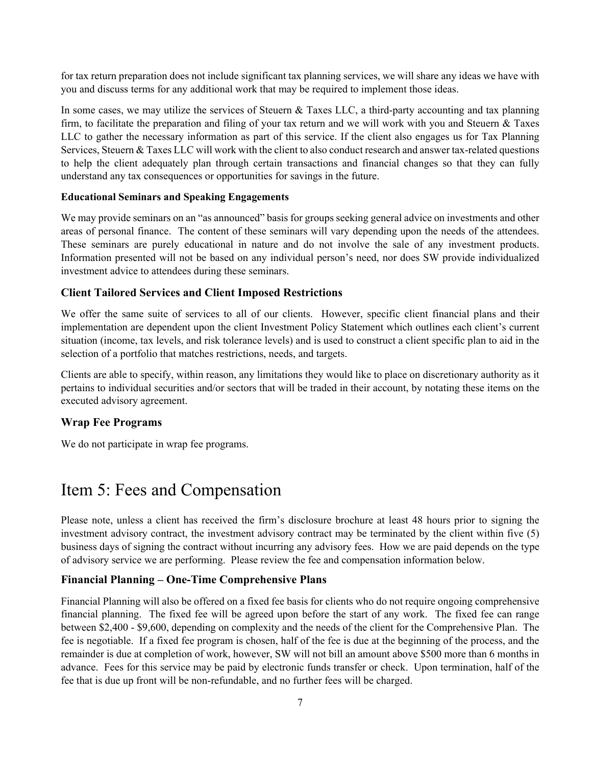for tax return preparation does not include significant tax planning services, we will share any ideas we have with you and discuss terms for any additional work that may be required to implement those ideas.

In some cases, we may utilize the services of Steuern & Taxes LLC, a third-party accounting and tax planning firm, to facilitate the preparation and filing of your tax return and we will work with you and Steuern & Taxes LLC to gather the necessary information as part of this service. If the client also engages us for Tax Planning Services, Steuern & Taxes LLC will work with the client to also conduct research and answer tax-related questions to help the client adequately plan through certain transactions and financial changes so that they can fully understand any tax consequences or opportunities for savings in the future.

**Educational Seminars and Speaking Engagements**

We may provide seminars on an "as announced" basis for groups seeking general advice on investments and other areas of personal finance. The content of these seminars will vary depending upon the needs of the attendees. These seminars are purely educational in nature and do not involve the sale of any investment products. Information presented will not be based on any individual person's need, nor does SW provide individualized investment advice to attendees during these seminars.

### Client Tailored Services and Client Imposed Restrictions

We offer the same suite of services to all of our clients. However, specific client financial plans and their implementation are dependent upon the client Investment Policy Statement which outlines each client's current situation (income, tax levels, and risk tolerance levels) and is used to construct a client specific plan to aid in the selection of a portfolio that matches restrictions, needs, and targets.

Clients are able to specify, within reason, any limitations they would like to place on discretionary authority as it pertains to individual securities and/or sectors that will be traded in their account, by notating these items on the executed advisory agreement.

### Wrap Fee Programs

We do not participate in wrap fee programs.

# Item 5: Fees and Compensation

Please note, unless a client has received the firm's disclosure brochure at least 48 hours prior to signing the investment advisory contract, the investment advisory contract may be terminated by the client within five (5) business days of signing the contract without incurring any advisory fees. How we are paid depends on the type of advisory service we are performing. Please review the fee and compensation information below.

### Financial Planning – One-Time Comprehensive Plans

Financial Planning will also be offered on a fixed fee basis for clients who do not require ongoing comprehensive financial planning. The fixed fee will be agreed upon before the start of any work. The fixed fee can range between $2,400 - $9,600, depending on complexity and the needs of the client for the Comprehensive Plan. The fee is negotiable. If a fixed fee program is chosen, half of the fee is due at the beginning of the process, and the remainder is due at completion of work, however, SW will not bill an amount above $500 more than 6 months in advance. Fees for this service may be paid by electronic funds transfer or check. Upon termination, half of the fee that is due up front will be non-refundable, and no further fees will be charged.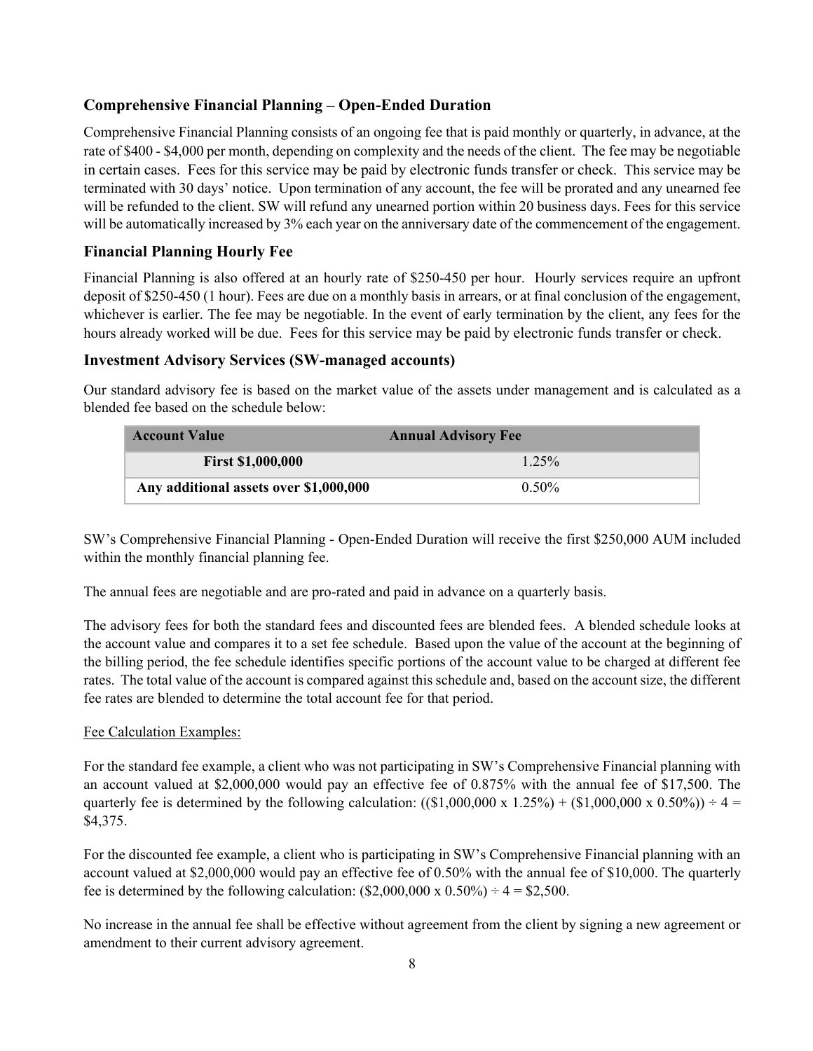### Comprehensive Financial Planning – Open-Ended Duration

Comprehensive Financial Planning consists of an ongoing fee that is paid monthly or quarterly, in advance, at the rate of $400 - $4,000 per month, depending on complexity and the needs of the client. The fee may be negotiable in certain cases. Fees for this service may be paid by electronic funds transfer or check. This service may be terminated with 30 days' notice. Upon termination of any account, the fee will be prorated and any unearned fee will be refunded to the client. SW will refund any unearned portion within 20 business days. Fees for this service will be automatically increased by 3% each year on the anniversary date of the commencement of the engagement.

### Financial Planning Hourly Fee

Financial Planning is also offered at an hourly rate of $250-450 per hour. Hourly services require an upfront deposit of $250-450 (1 hour). Fees are due on a monthly basis in arrears, or at final conclusion of the engagement, whichever is earlier. The fee may be negotiable. In the event of early termination by the client, any fees for the hours already worked will be due. Fees for this service may be paid by electronic funds transfer or check.

### Investment Advisory Services (SW-managed accounts)

Our standard advisory fee is based on the market value of the assets under management and is calculated as a blended fee based on the schedule below:

| Account Value | Annual Advisory Fee |
|---|---|
| **First $1,000,000** | 1.25% |
| **Any additional assets over $1,000,000** | 0.50% |

SW's Comprehensive Financial Planning - Open-Ended Duration will receive the first $250,000 AUM included within the monthly financial planning fee.

The annual fees are negotiable and are pro-rated and paid in advance on a quarterly basis.

The advisory fees for both the standard fees and discounted fees are blended fees. A blended schedule looks at the account value and compares it to a set fee schedule. Based upon the value of the account at the beginning of the billing period, the fee schedule identifies specific portions of the account value to be charged at different fee rates. The total value of the account is compared against this schedule and, based on the account size, the different fee rates are blended to determine the total account fee for that period.

<u>Fee Calculation Examples:</u>

For the standard fee example, a client who was not participating in SW's Comprehensive Financial planning with an account valued at $2,000,000 would pay an effective fee of 0.875% with the annual fee of $17,500. The quarterly fee is determined by the following calculation: (($1,000,000 x 1.25%) + ($1,000,000 x 0.50%)) ÷ 4 = $4,375.

For the discounted fee example, a client who is participating in SW's Comprehensive Financial planning with an account valued at $2,000,000 would pay an effective fee of 0.50% with the annual fee of $10,000. The quarterly fee is determined by the following calculation: ($2,000,000 x 0.50%) ÷ 4 = $2,500.

No increase in the annual fee shall be effective without agreement from the client by signing a new agreement or amendment to their current advisory agreement.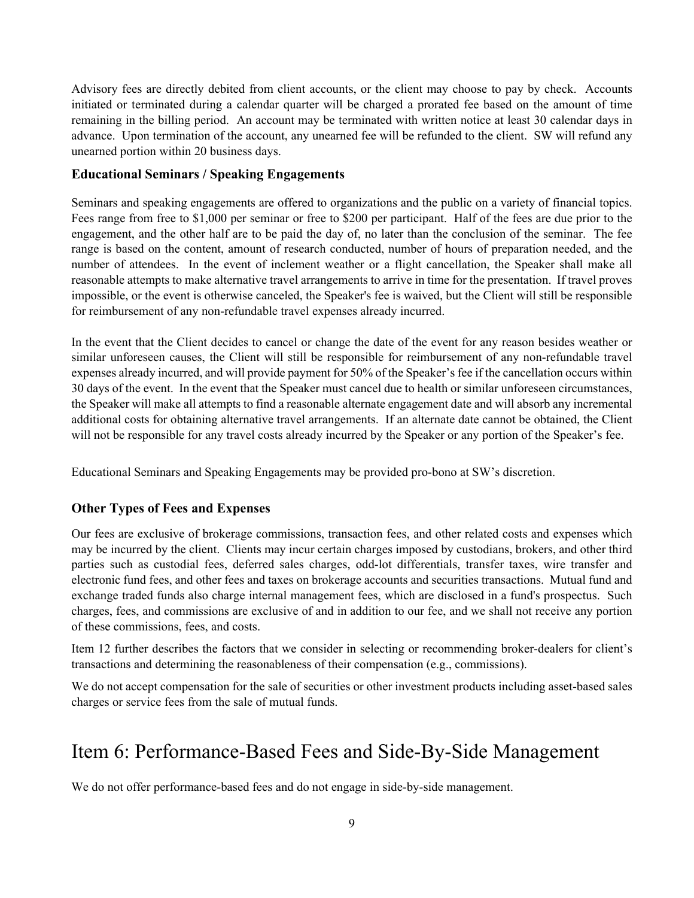Advisory fees are directly debited from client accounts, or the client may choose to pay by check. Accounts initiated or terminated during a calendar quarter will be charged a prorated fee based on the amount of time remaining in the billing period. An account may be terminated with written notice at least 30 calendar days in advance. Upon termination of the account, any unearned fee will be refunded to the client. SW will refund any unearned portion within 20 business days.

### Educational Seminars / Speaking Engagements

Seminars and speaking engagements are offered to organizations and the public on a variety of financial topics. Fees range from free to $1,000 per seminar or free to $200 per participant. Half of the fees are due prior to the engagement, and the other half are to be paid the day of, no later than the conclusion of the seminar. The fee range is based on the content, amount of research conducted, number of hours of preparation needed, and the number of attendees. In the event of inclement weather or a flight cancellation, the Speaker shall make all reasonable attempts to make alternative travel arrangements to arrive in time for the presentation. If travel proves impossible, or the event is otherwise canceled, the Speaker's fee is waived, but the Client will still be responsible for reimbursement of any non-refundable travel expenses already incurred.

In the event that the Client decides to cancel or change the date of the event for any reason besides weather or similar unforeseen causes, the Client will still be responsible for reimbursement of any non-refundable travel expenses already incurred, and will provide payment for 50% of the Speaker's fee if the cancellation occurs within 30 days of the event. In the event that the Speaker must cancel due to health or similar unforeseen circumstances, the Speaker will make all attempts to find a reasonable alternate engagement date and will absorb any incremental additional costs for obtaining alternative travel arrangements. If an alternate date cannot be obtained, the Client will not be responsible for any travel costs already incurred by the Speaker or any portion of the Speaker's fee.

Educational Seminars and Speaking Engagements may be provided pro-bono at SW's discretion.

### Other Types of Fees and Expenses

Our fees are exclusive of brokerage commissions, transaction fees, and other related costs and expenses which may be incurred by the client. Clients may incur certain charges imposed by custodians, brokers, and other third parties such as custodial fees, deferred sales charges, odd-lot differentials, transfer taxes, wire transfer and electronic fund fees, and other fees and taxes on brokerage accounts and securities transactions. Mutual fund and exchange traded funds also charge internal management fees, which are disclosed in a fund's prospectus. Such charges, fees, and commissions are exclusive of and in addition to our fee, and we shall not receive any portion of these commissions, fees, and costs.

Item 12 further describes the factors that we consider in selecting or recommending broker-dealers for client's transactions and determining the reasonableness of their compensation (e.g., commissions).

We do not accept compensation for the sale of securities or other investment products including asset-based sales charges or service fees from the sale of mutual funds.

# Item 6: Performance-Based Fees and Side-By-Side Management

We do not offer performance-based fees and do not engage in side-by-side management.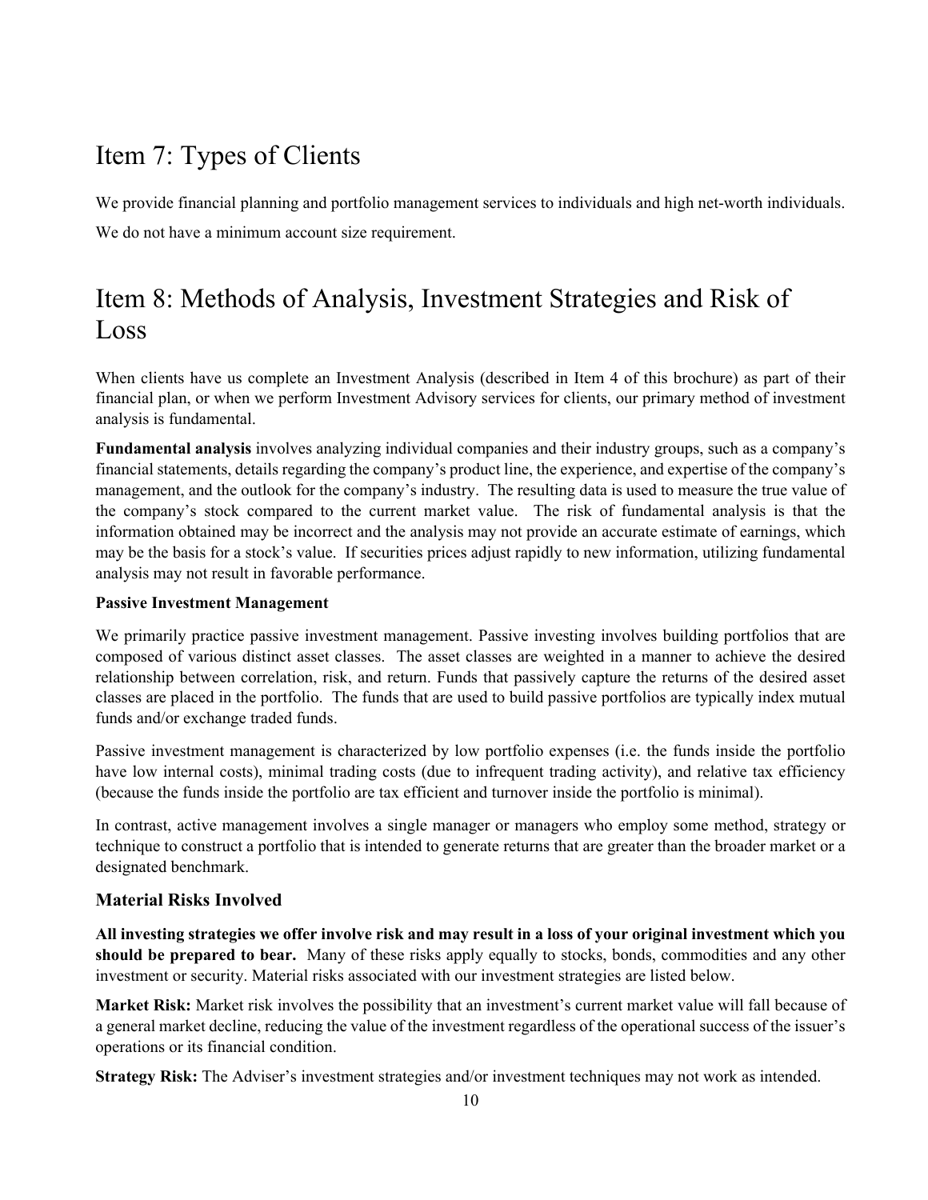# Item 7: Types of Clients

We provide financial planning and portfolio management services to individuals and high net-worth individuals.

We do not have a minimum account size requirement.

# Item 8: Methods of Analysis, Investment Strategies and Risk of Loss

When clients have us complete an Investment Analysis (described in Item 4 of this brochure) as part of their financial plan, or when we perform Investment Advisory services for clients, our primary method of investment analysis is fundamental.

**Fundamental analysis** involves analyzing individual companies and their industry groups, such as a company's financial statements, details regarding the company's product line, the experience, and expertise of the company's management, and the outlook for the company's industry. The resulting data is used to measure the true value of the company's stock compared to the current market value. The risk of fundamental analysis is that the information obtained may be incorrect and the analysis may not provide an accurate estimate of earnings, which may be the basis for a stock's value. If securities prices adjust rapidly to new information, utilizing fundamental analysis may not result in favorable performance.

**Passive Investment Management**

We primarily practice passive investment management. Passive investing involves building portfolios that are composed of various distinct asset classes. The asset classes are weighted in a manner to achieve the desired relationship between correlation, risk, and return. Funds that passively capture the returns of the desired asset classes are placed in the portfolio. The funds that are used to build passive portfolios are typically index mutual funds and/or exchange traded funds.

Passive investment management is characterized by low portfolio expenses (i.e. the funds inside the portfolio have low internal costs), minimal trading costs (due to infrequent trading activity), and relative tax efficiency (because the funds inside the portfolio are tax efficient and turnover inside the portfolio is minimal).

In contrast, active management involves a single manager or managers who employ some method, strategy or technique to construct a portfolio that is intended to generate returns that are greater than the broader market or a designated benchmark.

### Material Risks Involved

**All investing strategies we offer involve risk and may result in a loss of your original investment which you should be prepared to bear.** Many of these risks apply equally to stocks, bonds, commodities and any other investment or security. Material risks associated with our investment strategies are listed below.

**Market Risk:** Market risk involves the possibility that an investment's current market value will fall because of a general market decline, reducing the value of the investment regardless of the operational success of the issuer's operations or its financial condition.

**Strategy Risk:** The Adviser's investment strategies and/or investment techniques may not work as intended.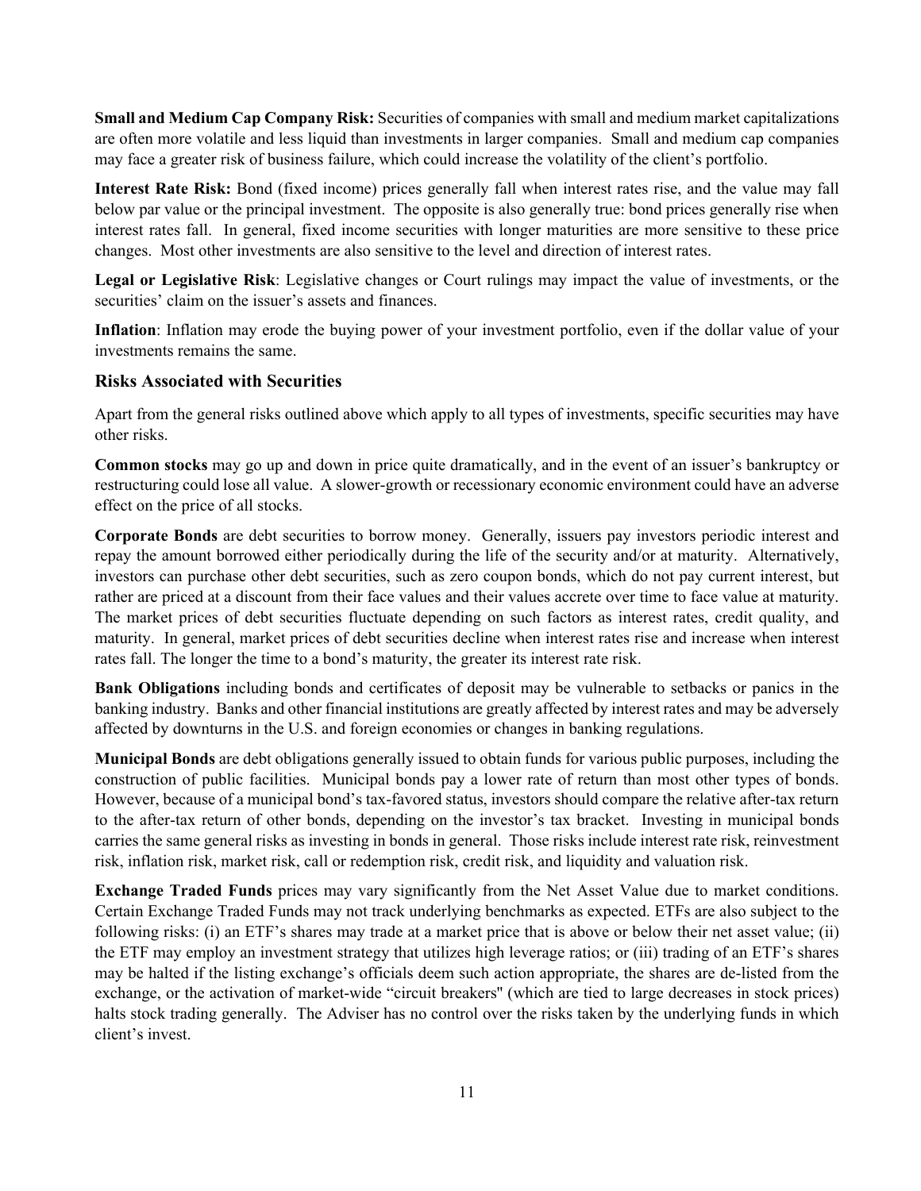**Small and Medium Cap Company Risk:** Securities of companies with small and medium market capitalizations are often more volatile and less liquid than investments in larger companies. Small and medium cap companies may face a greater risk of business failure, which could increase the volatility of the client's portfolio.

**Interest Rate Risk:** Bond (fixed income) prices generally fall when interest rates rise, and the value may fall below par value or the principal investment. The opposite is also generally true: bond prices generally rise when interest rates fall. In general, fixed income securities with longer maturities are more sensitive to these price changes. Most other investments are also sensitive to the level and direction of interest rates.

**Legal or Legislative Risk**: Legislative changes or Court rulings may impact the value of investments, or the securities' claim on the issuer's assets and finances.

**Inflation**: Inflation may erode the buying power of your investment portfolio, even if the dollar value of your investments remains the same.

### Risks Associated with Securities

Apart from the general risks outlined above which apply to all types of investments, specific securities may have other risks.

**Common stocks** may go up and down in price quite dramatically, and in the event of an issuer's bankruptcy or restructuring could lose all value. A slower-growth or recessionary economic environment could have an adverse effect on the price of all stocks.

**Corporate Bonds** are debt securities to borrow money. Generally, issuers pay investors periodic interest and repay the amount borrowed either periodically during the life of the security and/or at maturity. Alternatively, investors can purchase other debt securities, such as zero coupon bonds, which do not pay current interest, but rather are priced at a discount from their face values and their values accrete over time to face value at maturity. The market prices of debt securities fluctuate depending on such factors as interest rates, credit quality, and maturity. In general, market prices of debt securities decline when interest rates rise and increase when interest rates fall. The longer the time to a bond's maturity, the greater its interest rate risk.

**Bank Obligations** including bonds and certificates of deposit may be vulnerable to setbacks or panics in the banking industry. Banks and other financial institutions are greatly affected by interest rates and may be adversely affected by downturns in the U.S. and foreign economies or changes in banking regulations.

**Municipal Bonds** are debt obligations generally issued to obtain funds for various public purposes, including the construction of public facilities. Municipal bonds pay a lower rate of return than most other types of bonds. However, because of a municipal bond's tax-favored status, investors should compare the relative after-tax return to the after-tax return of other bonds, depending on the investor's tax bracket. Investing in municipal bonds carries the same general risks as investing in bonds in general. Those risks include interest rate risk, reinvestment risk, inflation risk, market risk, call or redemption risk, credit risk, and liquidity and valuation risk.

**Exchange Traded Funds** prices may vary significantly from the Net Asset Value due to market conditions. Certain Exchange Traded Funds may not track underlying benchmarks as expected. ETFs are also subject to the following risks: (i) an ETF's shares may trade at a market price that is above or below their net asset value; (ii) the ETF may employ an investment strategy that utilizes high leverage ratios; or (iii) trading of an ETF's shares may be halted if the listing exchange's officials deem such action appropriate, the shares are de-listed from the exchange, or the activation of market-wide "circuit breakers" (which are tied to large decreases in stock prices) halts stock trading generally. The Adviser has no control over the risks taken by the underlying funds in which client's invest.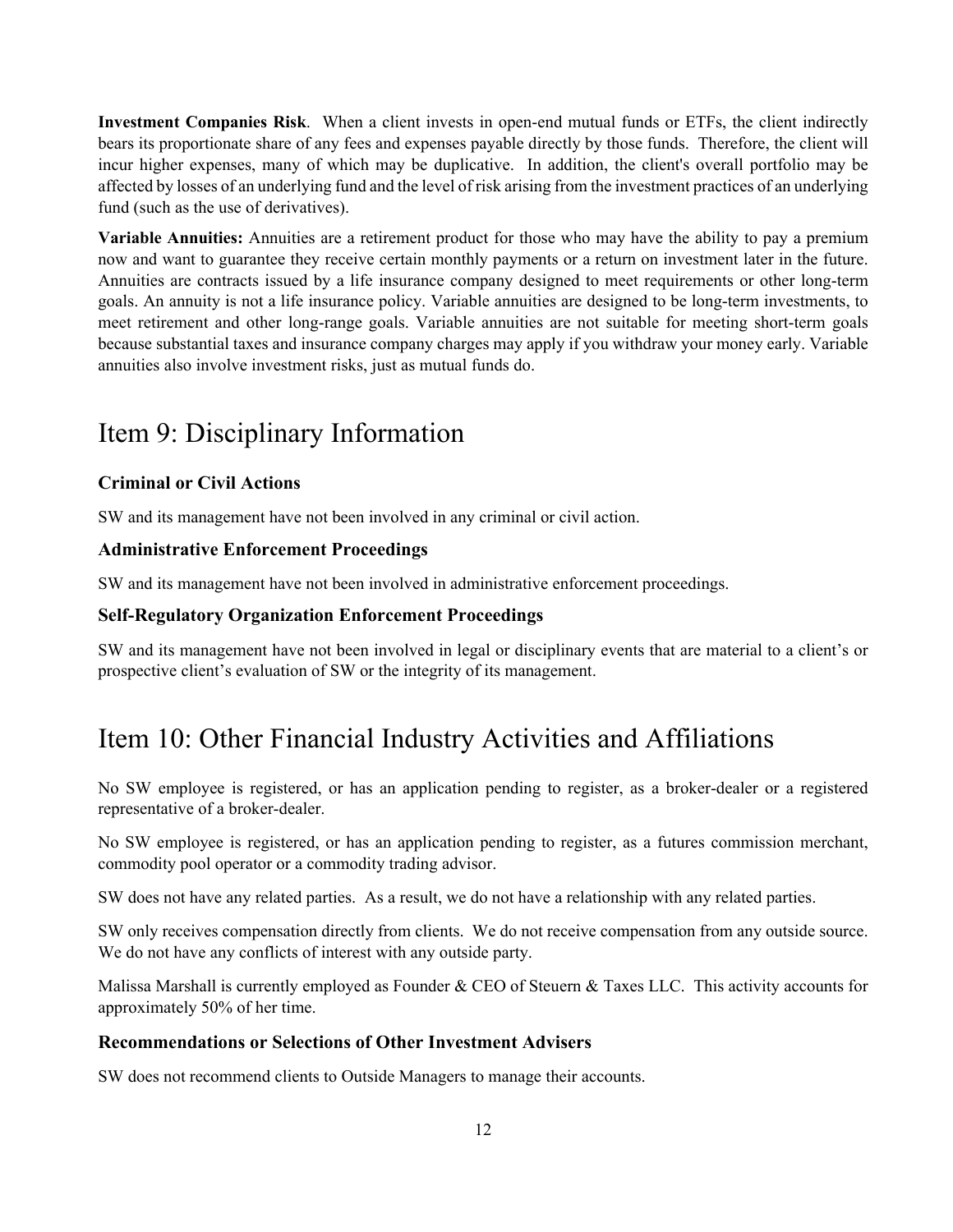**Investment Companies Risk**. When a client invests in open-end mutual funds or ETFs, the client indirectly bears its proportionate share of any fees and expenses payable directly by those funds. Therefore, the client will incur higher expenses, many of which may be duplicative. In addition, the client's overall portfolio may be affected by losses of an underlying fund and the level of risk arising from the investment practices of an underlying fund (such as the use of derivatives).

**Variable Annuities:** Annuities are a retirement product for those who may have the ability to pay a premium now and want to guarantee they receive certain monthly payments or a return on investment later in the future. Annuities are contracts issued by a life insurance company designed to meet requirements or other long-term goals. An annuity is not a life insurance policy. Variable annuities are designed to be long-term investments, to meet retirement and other long-range goals. Variable annuities are not suitable for meeting short-term goals because substantial taxes and insurance company charges may apply if you withdraw your money early. Variable annuities also involve investment risks, just as mutual funds do.

# Item 9: Disciplinary Information

### Criminal or Civil Actions

SW and its management have not been involved in any criminal or civil action.

### Administrative Enforcement Proceedings

SW and its management have not been involved in administrative enforcement proceedings.

### Self-Regulatory Organization Enforcement Proceedings

SW and its management have not been involved in legal or disciplinary events that are material to a client's or prospective client's evaluation of SW or the integrity of its management.

# Item 10: Other Financial Industry Activities and Affiliations

No SW employee is registered, or has an application pending to register, as a broker-dealer or a registered representative of a broker-dealer.

No SW employee is registered, or has an application pending to register, as a futures commission merchant, commodity pool operator or a commodity trading advisor.

SW does not have any related parties. As a result, we do not have a relationship with any related parties.

SW only receives compensation directly from clients. We do not receive compensation from any outside source. We do not have any conflicts of interest with any outside party.

Malissa Marshall is currently employed as Founder & CEO of Steuern & Taxes LLC. This activity accounts for approximately 50% of her time.

### Recommendations or Selections of Other Investment Advisers

SW does not recommend clients to Outside Managers to manage their accounts.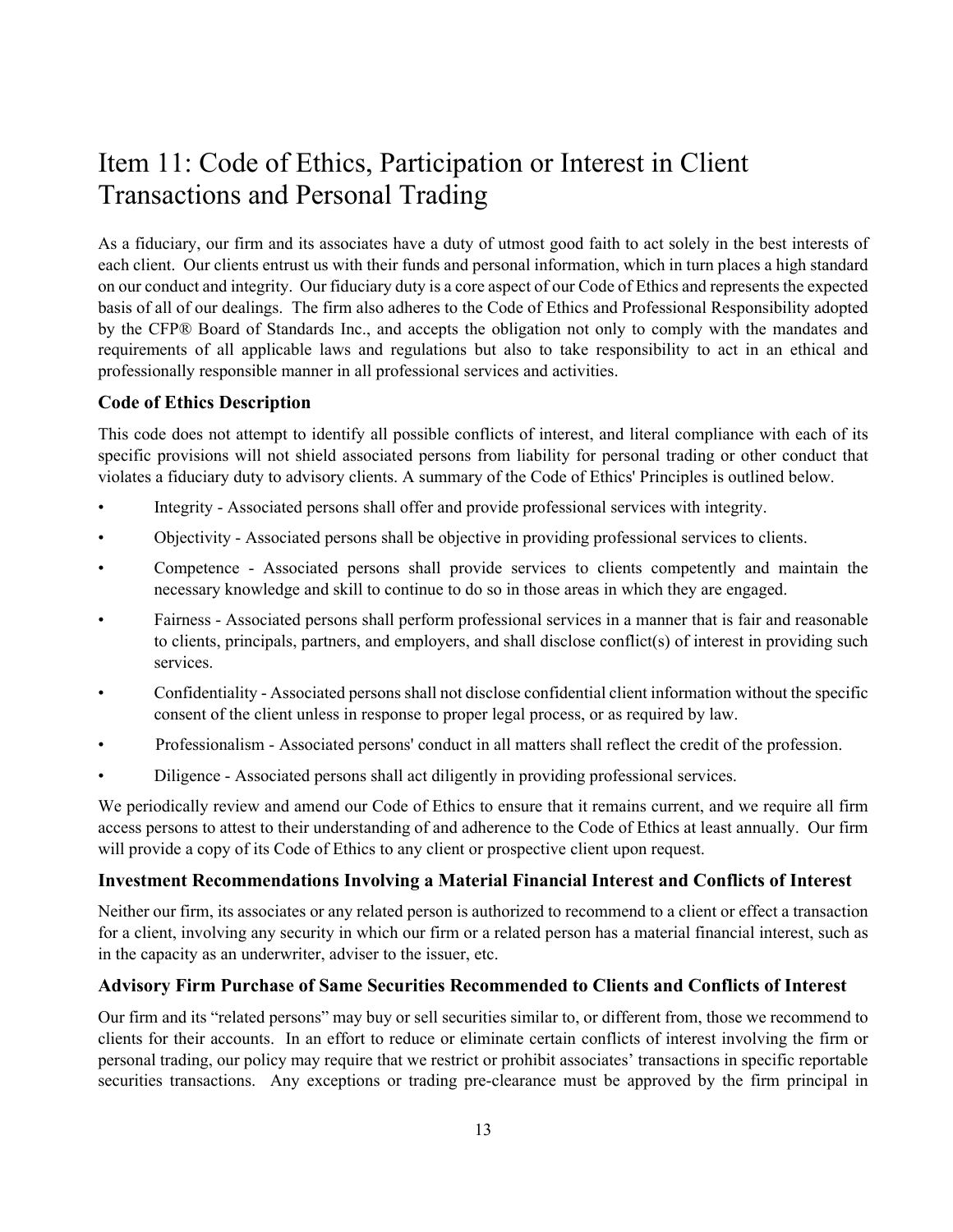# Item 11: Code of Ethics, Participation or Interest in Client Transactions and Personal Trading

As a fiduciary, our firm and its associates have a duty of utmost good faith to act solely in the best interests of each client. Our clients entrust us with their funds and personal information, which in turn places a high standard on our conduct and integrity. Our fiduciary duty is a core aspect of our Code of Ethics and represents the expected basis of all of our dealings. The firm also adheres to the Code of Ethics and Professional Responsibility adopted by the CFP® Board of Standards Inc., and accepts the obligation not only to comply with the mandates and requirements of all applicable laws and regulations but also to take responsibility to act in an ethical and professionally responsible manner in all professional services and activities.

### Code of Ethics Description

This code does not attempt to identify all possible conflicts of interest, and literal compliance with each of its specific provisions will not shield associated persons from liability for personal trading or other conduct that violates a fiduciary duty to advisory clients. A summary of the Code of Ethics' Principles is outlined below.

- Integrity - Associated persons shall offer and provide professional services with integrity.
- Objectivity - Associated persons shall be objective in providing professional services to clients.
- Competence - Associated persons shall provide services to clients competently and maintain the necessary knowledge and skill to continue to do so in those areas in which they are engaged.
- Fairness - Associated persons shall perform professional services in a manner that is fair and reasonable to clients, principals, partners, and employers, and shall disclose conflict(s) of interest in providing such services.
- Confidentiality - Associated persons shall not disclose confidential client information without the specific consent of the client unless in response to proper legal process, or as required by law.
- Professionalism - Associated persons' conduct in all matters shall reflect the credit of the profession.
- Diligence - Associated persons shall act diligently in providing professional services.

We periodically review and amend our Code of Ethics to ensure that it remains current, and we require all firm access persons to attest to their understanding of and adherence to the Code of Ethics at least annually. Our firm will provide a copy of its Code of Ethics to any client or prospective client upon request.

### Investment Recommendations Involving a Material Financial Interest and Conflicts of Interest

Neither our firm, its associates or any related person is authorized to recommend to a client or effect a transaction for a client, involving any security in which our firm or a related person has a material financial interest, such as in the capacity as an underwriter, adviser to the issuer, etc.

### Advisory Firm Purchase of Same Securities Recommended to Clients and Conflicts of Interest

Our firm and its "related persons" may buy or sell securities similar to, or different from, those we recommend to clients for their accounts. In an effort to reduce or eliminate certain conflicts of interest involving the firm or personal trading, our policy may require that we restrict or prohibit associates' transactions in specific reportable securities transactions. Any exceptions or trading pre-clearance must be approved by the firm principal in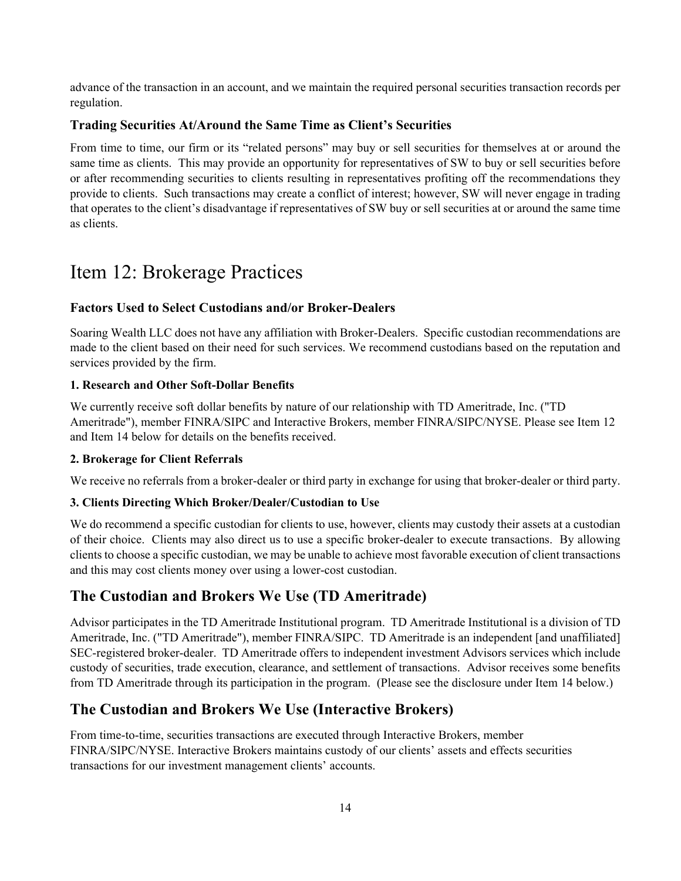advance of the transaction in an account, and we maintain the required personal securities transaction records per regulation.

### Trading Securities At/Around the Same Time as Client's Securities

From time to time, our firm or its "related persons" may buy or sell securities for themselves at or around the same time as clients. This may provide an opportunity for representatives of SW to buy or sell securities before or after recommending securities to clients resulting in representatives profiting off the recommendations they provide to clients. Such transactions may create a conflict of interest; however, SW will never engage in trading that operates to the client's disadvantage if representatives of SW buy or sell securities at or around the same time as clients.

# Item 12: Brokerage Practices

### Factors Used to Select Custodians and/or Broker-Dealers

Soaring Wealth LLC does not have any affiliation with Broker-Dealers. Specific custodian recommendations are made to the client based on their need for such services. We recommend custodians based on the reputation and services provided by the firm.

#### 1. Research and Other Soft-Dollar Benefits

We currently receive soft dollar benefits by nature of our relationship with TD Ameritrade, Inc. ("TD Ameritrade"), member FINRA/SIPC and Interactive Brokers, member FINRA/SIPC/NYSE. Please see Item 12 and Item 14 below for details on the benefits received.

#### 2. Brokerage for Client Referrals

We receive no referrals from a broker-dealer or third party in exchange for using that broker-dealer or third party.

#### 3. Clients Directing Which Broker/Dealer/Custodian to Use

We do recommend a specific custodian for clients to use, however, clients may custody their assets at a custodian of their choice. Clients may also direct us to use a specific broker-dealer to execute transactions. By allowing clients to choose a specific custodian, we may be unable to achieve most favorable execution of client transactions and this may cost clients money over using a lower-cost custodian.

## The Custodian and Brokers We Use (TD Ameritrade)

Advisor participates in the TD Ameritrade Institutional program. TD Ameritrade Institutional is a division of TD Ameritrade, Inc. ("TD Ameritrade"), member FINRA/SIPC. TD Ameritrade is an independent [and unaffiliated] SEC-registered broker-dealer. TD Ameritrade offers to independent investment Advisors services which include custody of securities, trade execution, clearance, and settlement of transactions. Advisor receives some benefits from TD Ameritrade through its participation in the program. (Please see the disclosure under Item 14 below.)

## The Custodian and Brokers We Use (Interactive Brokers)

From time-to-time, securities transactions are executed through Interactive Brokers, member FINRA/SIPC/NYSE. Interactive Brokers maintains custody of our clients' assets and effects securities transactions for our investment management clients' accounts.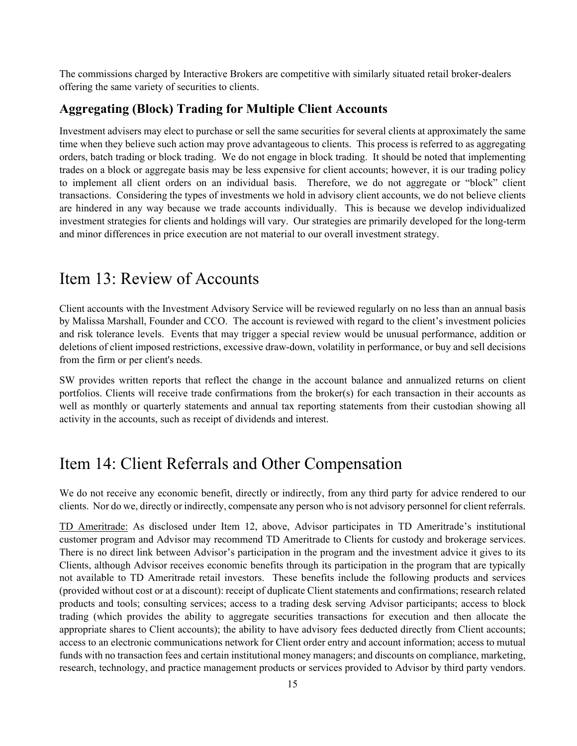The commissions charged by Interactive Brokers are competitive with similarly situated retail broker-dealers offering the same variety of securities to clients.

### Aggregating (Block) Trading for Multiple Client Accounts

Investment advisers may elect to purchase or sell the same securities for several clients at approximately the same time when they believe such action may prove advantageous to clients. This process is referred to as aggregating orders, batch trading or block trading. We do not engage in block trading. It should be noted that implementing trades on a block or aggregate basis may be less expensive for client accounts; however, it is our trading policy to implement all client orders on an individual basis. Therefore, we do not aggregate or "block" client transactions. Considering the types of investments we hold in advisory client accounts, we do not believe clients are hindered in any way because we trade accounts individually. This is because we develop individualized investment strategies for clients and holdings will vary. Our strategies are primarily developed for the long-term and minor differences in price execution are not material to our overall investment strategy.

## Item 13: Review of Accounts

Client accounts with the Investment Advisory Service will be reviewed regularly on no less than an annual basis by Malissa Marshall, Founder and CCO. The account is reviewed with regard to the client's investment policies and risk tolerance levels. Events that may trigger a special review would be unusual performance, addition or deletions of client imposed restrictions, excessive draw-down, volatility in performance, or buy and sell decisions from the firm or per client's needs.

SW provides written reports that reflect the change in the account balance and annualized returns on client portfolios. Clients will receive trade confirmations from the broker(s) for each transaction in their accounts as well as monthly or quarterly statements and annual tax reporting statements from their custodian showing all activity in the accounts, such as receipt of dividends and interest.

## Item 14: Client Referrals and Other Compensation

We do not receive any economic benefit, directly or indirectly, from any third party for advice rendered to our clients. Nor do we, directly or indirectly, compensate any person who is not advisory personnel for client referrals.

TD Ameritrade: As disclosed under Item 12, above, Advisor participates in TD Ameritrade's institutional customer program and Advisor may recommend TD Ameritrade to Clients for custody and brokerage services. There is no direct link between Advisor's participation in the program and the investment advice it gives to its Clients, although Advisor receives economic benefits through its participation in the program that are typically not available to TD Ameritrade retail investors. These benefits include the following products and services (provided without cost or at a discount): receipt of duplicate Client statements and confirmations; research related products and tools; consulting services; access to a trading desk serving Advisor participants; access to block trading (which provides the ability to aggregate securities transactions for execution and then allocate the appropriate shares to Client accounts); the ability to have advisory fees deducted directly from Client accounts; access to an electronic communications network for Client order entry and account information; access to mutual funds with no transaction fees and certain institutional money managers; and discounts on compliance, marketing, research, technology, and practice management products or services provided to Advisor by third party vendors.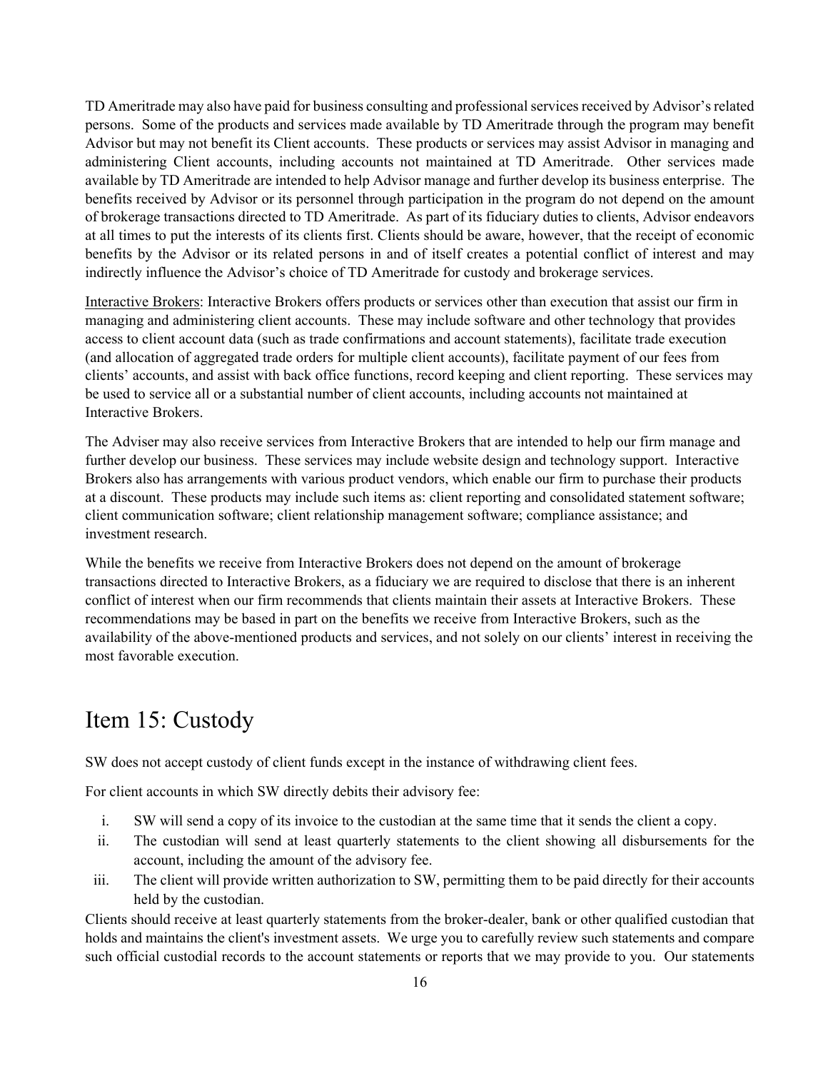TD Ameritrade may also have paid for business consulting and professional services received by Advisor's related persons. Some of the products and services made available by TD Ameritrade through the program may benefit Advisor but may not benefit its Client accounts. These products or services may assist Advisor in managing and administering Client accounts, including accounts not maintained at TD Ameritrade. Other services made available by TD Ameritrade are intended to help Advisor manage and further develop its business enterprise. The benefits received by Advisor or its personnel through participation in the program do not depend on the amount of brokerage transactions directed to TD Ameritrade. As part of its fiduciary duties to clients, Advisor endeavors at all times to put the interests of its clients first. Clients should be aware, however, that the receipt of economic benefits by the Advisor or its related persons in and of itself creates a potential conflict of interest and may indirectly influence the Advisor's choice of TD Ameritrade for custody and brokerage services.

Interactive Brokers: Interactive Brokers offers products or services other than execution that assist our firm in managing and administering client accounts. These may include software and other technology that provides access to client account data (such as trade confirmations and account statements), facilitate trade execution (and allocation of aggregated trade orders for multiple client accounts), facilitate payment of our fees from clients' accounts, and assist with back office functions, record keeping and client reporting. These services may be used to service all or a substantial number of client accounts, including accounts not maintained at Interactive Brokers.

The Adviser may also receive services from Interactive Brokers that are intended to help our firm manage and further develop our business. These services may include website design and technology support. Interactive Brokers also has arrangements with various product vendors, which enable our firm to purchase their products at a discount. These products may include such items as: client reporting and consolidated statement software; client communication software; client relationship management software; compliance assistance; and investment research.

While the benefits we receive from Interactive Brokers does not depend on the amount of brokerage transactions directed to Interactive Brokers, as a fiduciary we are required to disclose that there is an inherent conflict of interest when our firm recommends that clients maintain their assets at Interactive Brokers. These recommendations may be based in part on the benefits we receive from Interactive Brokers, such as the availability of the above-mentioned products and services, and not solely on our clients' interest in receiving the most favorable execution.

# Item 15: Custody

SW does not accept custody of client funds except in the instance of withdrawing client fees.

For client accounts in which SW directly debits their advisory fee:

i. SW will send a copy of its invoice to the custodian at the same time that it sends the client a copy.
ii. The custodian will send at least quarterly statements to the client showing all disbursements for the account, including the amount of the advisory fee.
iii. The client will provide written authorization to SW, permitting them to be paid directly for their accounts held by the custodian.

Clients should receive at least quarterly statements from the broker-dealer, bank or other qualified custodian that holds and maintains the client's investment assets. We urge you to carefully review such statements and compare such official custodial records to the account statements or reports that we may provide to you. Our statements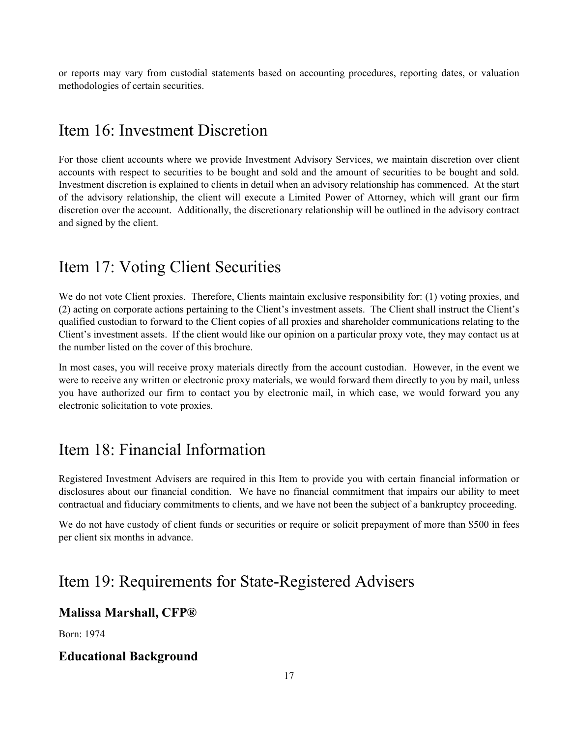or reports may vary from custodial statements based on accounting procedures, reporting dates, or valuation methodologies of certain securities.

# Item 16: Investment Discretion

For those client accounts where we provide Investment Advisory Services, we maintain discretion over client accounts with respect to securities to be bought and sold and the amount of securities to be bought and sold. Investment discretion is explained to clients in detail when an advisory relationship has commenced. At the start of the advisory relationship, the client will execute a Limited Power of Attorney, which will grant our firm discretion over the account. Additionally, the discretionary relationship will be outlined in the advisory contract and signed by the client.

# Item 17: Voting Client Securities

We do not vote Client proxies. Therefore, Clients maintain exclusive responsibility for: (1) voting proxies, and (2) acting on corporate actions pertaining to the Client's investment assets. The Client shall instruct the Client's qualified custodian to forward to the Client copies of all proxies and shareholder communications relating to the Client's investment assets. If the client would like our opinion on a particular proxy vote, they may contact us at the number listed on the cover of this brochure.

In most cases, you will receive proxy materials directly from the account custodian. However, in the event we were to receive any written or electronic proxy materials, we would forward them directly to you by mail, unless you have authorized our firm to contact you by electronic mail, in which case, we would forward you any electronic solicitation to vote proxies.

# Item 18: Financial Information

Registered Investment Advisers are required in this Item to provide you with certain financial information or disclosures about our financial condition. We have no financial commitment that impairs our ability to meet contractual and fiduciary commitments to clients, and we have not been the subject of a bankruptcy proceeding.

We do not have custody of client funds or securities or require or solicit prepayment of more than $500 in fees per client six months in advance.

# Item 19: Requirements for State-Registered Advisers

## Malissa Marshall, CFP®

Born: 1974

## Educational Background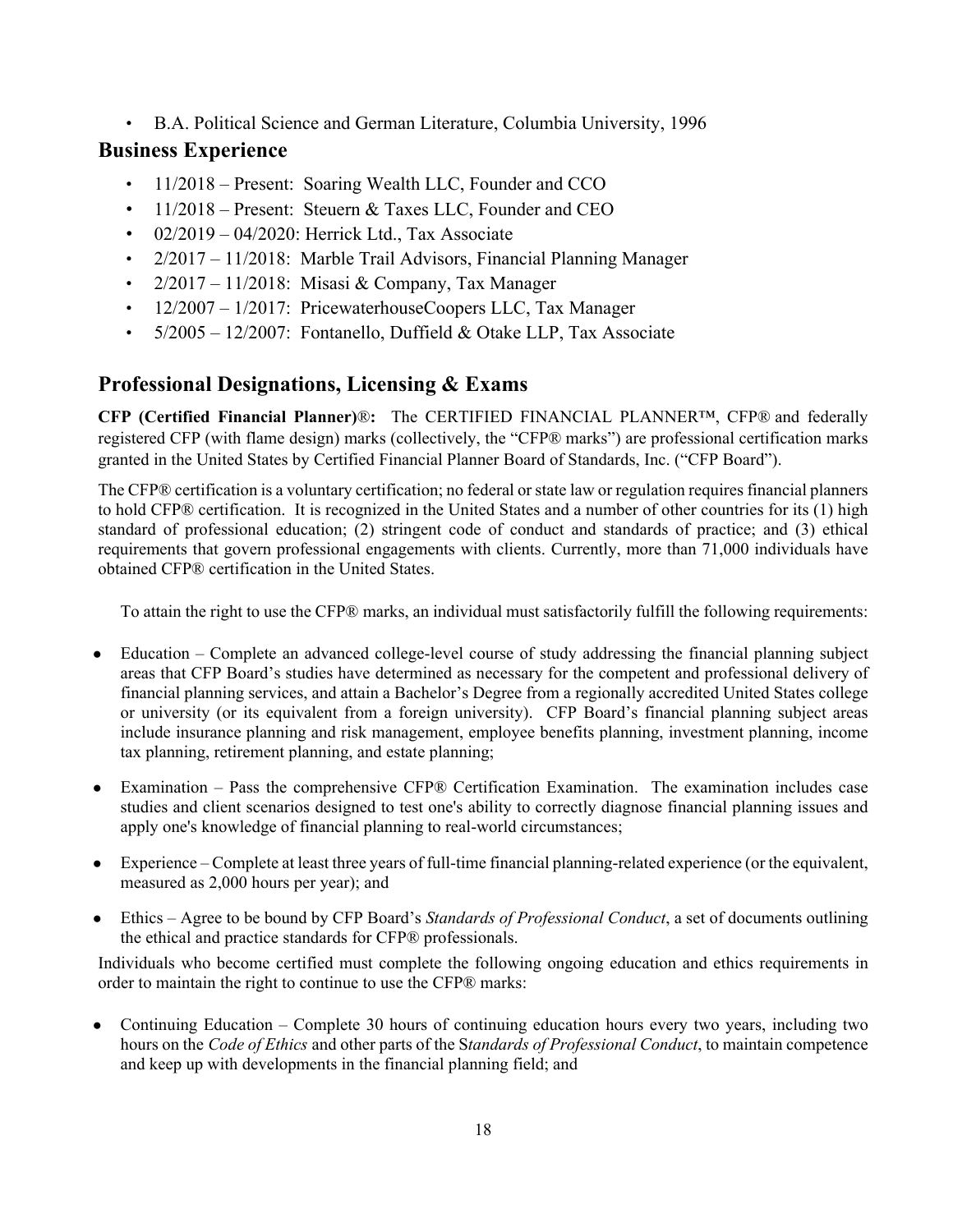- B.A. Political Science and German Literature, Columbia University, 1996

## Business Experience

- 11/2018 – Present: Soaring Wealth LLC, Founder and CCO
- 11/2018 – Present: Steuern & Taxes LLC, Founder and CEO
- 02/2019 – 04/2020: Herrick Ltd., Tax Associate
- 2/2017 – 11/2018: Marble Trail Advisors, Financial Planning Manager
- 2/2017 – 11/2018: Misasi & Company, Tax Manager
- 12/2007 – 1/2017: PricewaterhouseCoopers LLC, Tax Manager
- 5/2005 – 12/2007: Fontanello, Duffield & Otake LLP, Tax Associate

## Professional Designations, Licensing & Exams

**CFP (Certified Financial Planner)®:** The CERTIFIED FINANCIAL PLANNER™, CFP® and federally registered CFP (with flame design) marks (collectively, the "CFP® marks") are professional certification marks granted in the United States by Certified Financial Planner Board of Standards, Inc. ("CFP Board").

The CFP® certification is a voluntary certification; no federal or state law or regulation requires financial planners to hold CFP® certification. It is recognized in the United States and a number of other countries for its (1) high standard of professional education; (2) stringent code of conduct and standards of practice; and (3) ethical requirements that govern professional engagements with clients. Currently, more than 71,000 individuals have obtained CFP® certification in the United States.

To attain the right to use the CFP® marks, an individual must satisfactorily fulfill the following requirements:

- Education – Complete an advanced college-level course of study addressing the financial planning subject areas that CFP Board's studies have determined as necessary for the competent and professional delivery of financial planning services, and attain a Bachelor's Degree from a regionally accredited United States college or university (or its equivalent from a foreign university). CFP Board's financial planning subject areas include insurance planning and risk management, employee benefits planning, investment planning, income tax planning, retirement planning, and estate planning;
- Examination – Pass the comprehensive CFP® Certification Examination. The examination includes case studies and client scenarios designed to test one's ability to correctly diagnose financial planning issues and apply one's knowledge of financial planning to real-world circumstances;
- Experience – Complete at least three years of full-time financial planning-related experience (or the equivalent, measured as 2,000 hours per year); and
- Ethics – Agree to be bound by CFP Board's *Standards of Professional Conduct*, a set of documents outlining the ethical and practice standards for CFP® professionals.

Individuals who become certified must complete the following ongoing education and ethics requirements in order to maintain the right to continue to use the CFP® marks:

- Continuing Education – Complete 30 hours of continuing education hours every two years, including two hours on the *Code of Ethics* and other parts of the S*tandards of Professional Conduct*, to maintain competence and keep up with developments in the financial planning field; and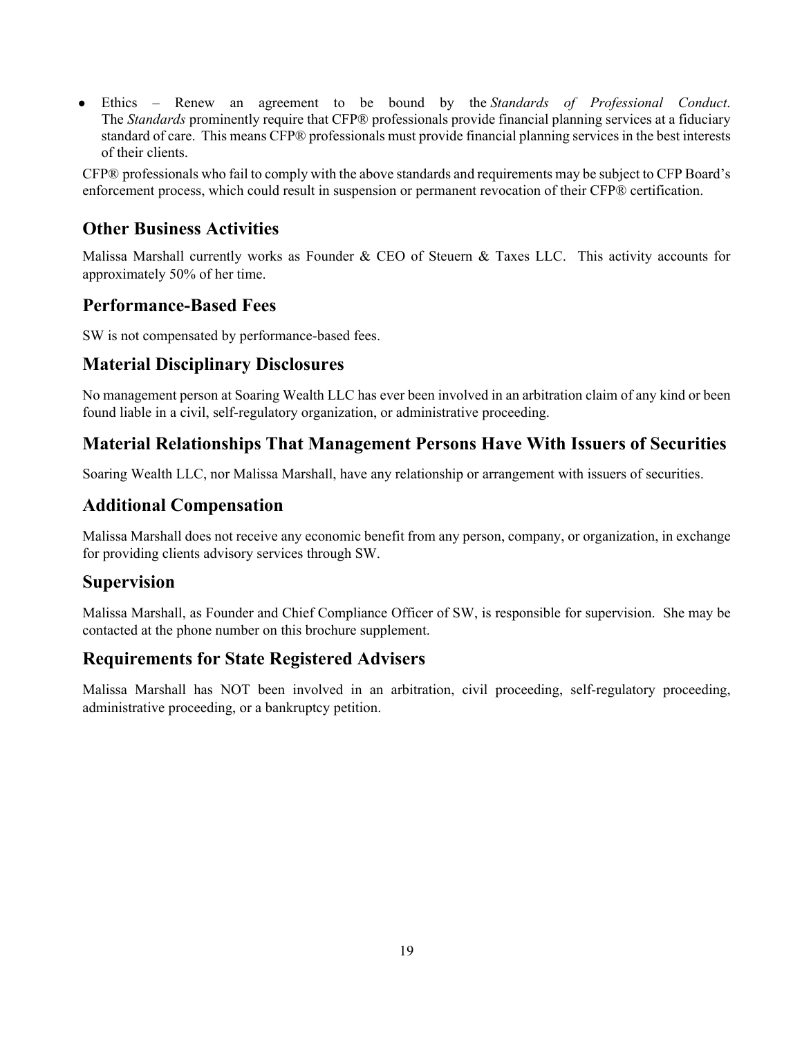- Ethics – Renew an agreement to be bound by the *Standards of Professional Conduct*. The *Standards* prominently require that CFP® professionals provide financial planning services at a fiduciary standard of care. This means CFP® professionals must provide financial planning services in the best interests of their clients.

CFP® professionals who fail to comply with the above standards and requirements may be subject to CFP Board's enforcement process, which could result in suspension or permanent revocation of their CFP® certification.

## Other Business Activities

Malissa Marshall currently works as Founder & CEO of Steuern & Taxes LLC. This activity accounts for approximately 50% of her time.

## Performance-Based Fees

SW is not compensated by performance-based fees.

## Material Disciplinary Disclosures

No management person at Soaring Wealth LLC has ever been involved in an arbitration claim of any kind or been found liable in a civil, self-regulatory organization, or administrative proceeding.

## Material Relationships That Management Persons Have With Issuers of Securities

Soaring Wealth LLC, nor Malissa Marshall, have any relationship or arrangement with issuers of securities.

## Additional Compensation

Malissa Marshall does not receive any economic benefit from any person, company, or organization, in exchange for providing clients advisory services through SW.

## Supervision

Malissa Marshall, as Founder and Chief Compliance Officer of SW, is responsible for supervision. She may be contacted at the phone number on this brochure supplement.

## Requirements for State Registered Advisers

Malissa Marshall has NOT been involved in an arbitration, civil proceeding, self-regulatory proceeding, administrative proceeding, or a bankruptcy petition.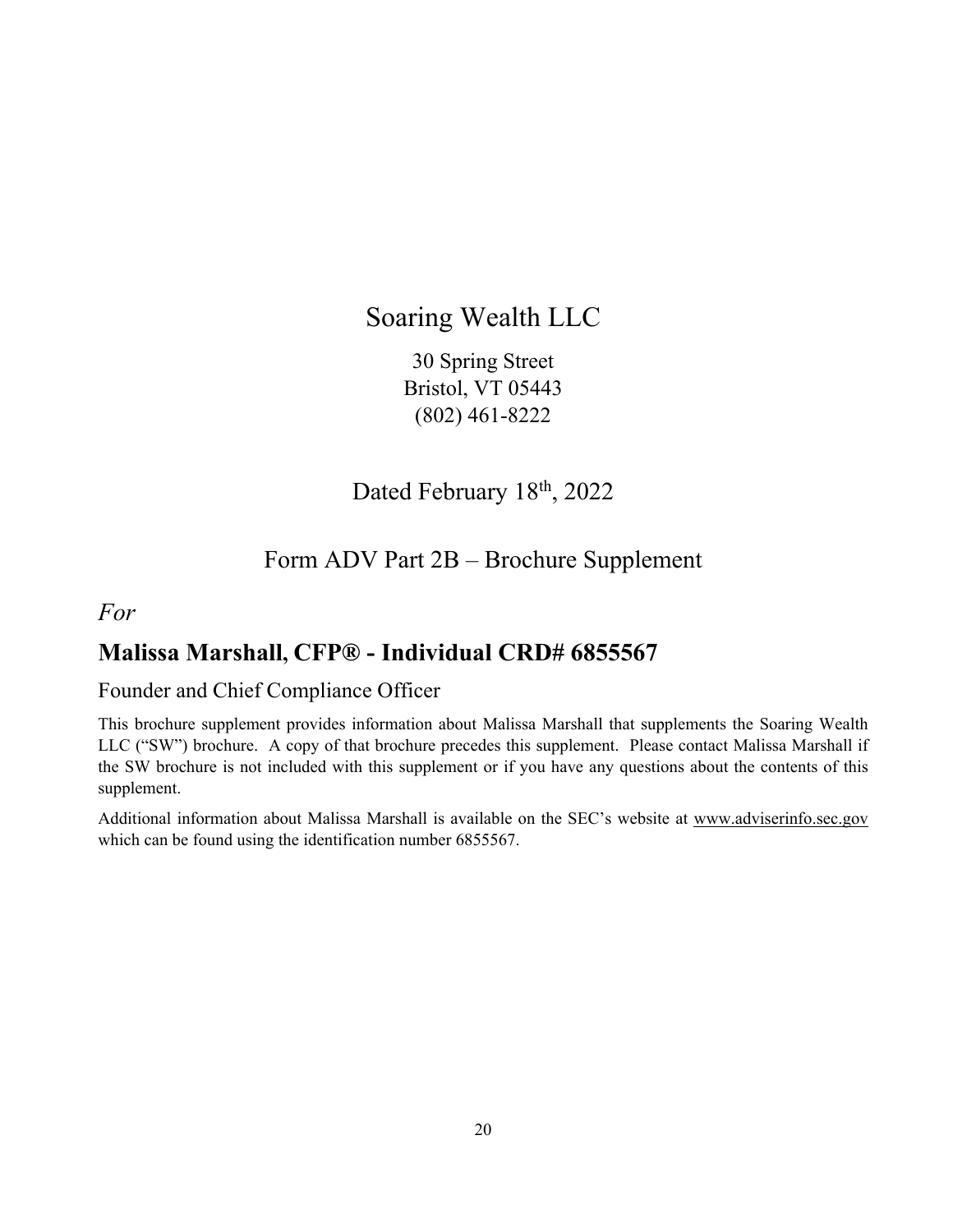# Soaring Wealth LLC

30 Spring Street
Bristol, VT 05443
(802) 461-8222

Dated February 18th, 2022

Form ADV Part 2B – Brochure Supplement

*For*

## Malissa Marshall, CFP® - Individual CRD# 6855567

Founder and Chief Compliance Officer

This brochure supplement provides information about Malissa Marshall that supplements the Soaring Wealth LLC ("SW") brochure. A copy of that brochure precedes this supplement. Please contact Malissa Marshall if the SW brochure is not included with this supplement or if you have any questions about the contents of this supplement.

Additional information about Malissa Marshall is available on the SEC's website at www.adviserinfo.sec.gov which can be found using the identification number 6855567.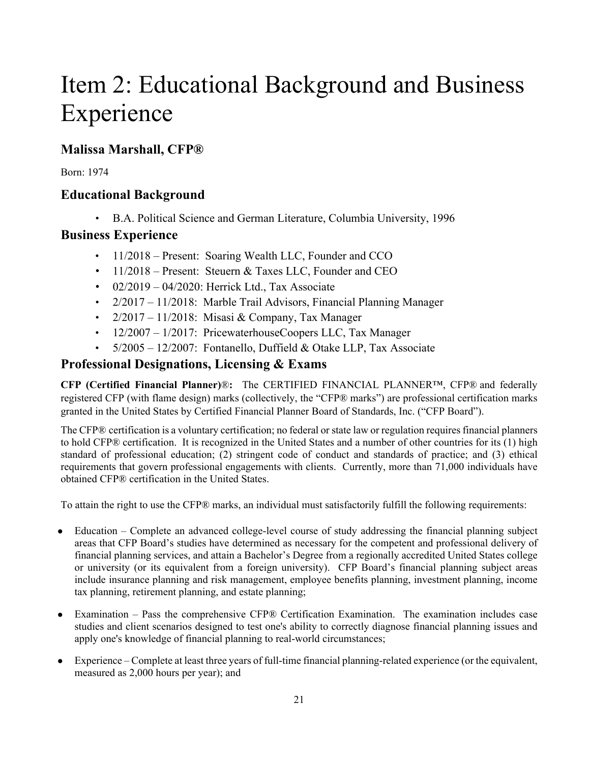# Item 2: Educational Background and Business Experience

## Malissa Marshall, CFP®

Born: 1974

## Educational Background

- B.A. Political Science and German Literature, Columbia University, 1996

## Business Experience

- 11/2018 – Present: Soaring Wealth LLC, Founder and CCO
- 11/2018 – Present: Steuern & Taxes LLC, Founder and CEO
- 02/2019 – 04/2020: Herrick Ltd., Tax Associate
- 2/2017 – 11/2018: Marble Trail Advisors, Financial Planning Manager
- 2/2017 – 11/2018: Misasi & Company, Tax Manager
- 12/2007 – 1/2017: PricewaterhouseCoopers LLC, Tax Manager
- 5/2005 – 12/2007: Fontanello, Duffield & Otake LLP, Tax Associate

## Professional Designations, Licensing & Exams

**CFP (Certified Financial Planner)®:** The CERTIFIED FINANCIAL PLANNER™, CFP® and federally registered CFP (with flame design) marks (collectively, the "CFP® marks") are professional certification marks granted in the United States by Certified Financial Planner Board of Standards, Inc. ("CFP Board").

The CFP® certification is a voluntary certification; no federal or state law or regulation requires financial planners to hold CFP® certification. It is recognized in the United States and a number of other countries for its (1) high standard of professional education; (2) stringent code of conduct and standards of practice; and (3) ethical requirements that govern professional engagements with clients. Currently, more than 71,000 individuals have obtained CFP® certification in the United States.

To attain the right to use the CFP® marks, an individual must satisfactorily fulfill the following requirements:

- Education – Complete an advanced college-level course of study addressing the financial planning subject areas that CFP Board's studies have determined as necessary for the competent and professional delivery of financial planning services, and attain a Bachelor's Degree from a regionally accredited United States college or university (or its equivalent from a foreign university). CFP Board's financial planning subject areas include insurance planning and risk management, employee benefits planning, investment planning, income tax planning, retirement planning, and estate planning;

- Examination – Pass the comprehensive CFP® Certification Examination. The examination includes case studies and client scenarios designed to test one's ability to correctly diagnose financial planning issues and apply one's knowledge of financial planning to real-world circumstances;

- Experience – Complete at least three years of full-time financial planning-related experience (or the equivalent, measured as 2,000 hours per year); and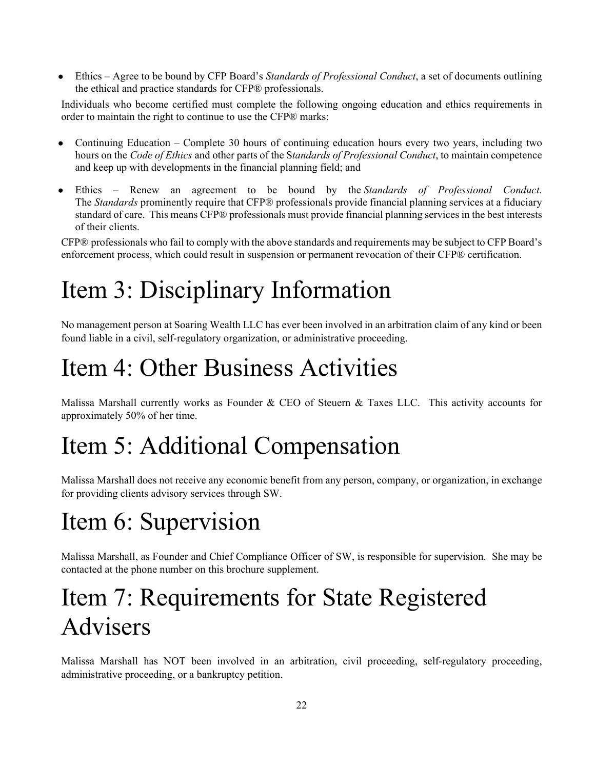- Ethics – Agree to be bound by CFP Board's *Standards of Professional Conduct*, a set of documents outlining the ethical and practice standards for CFP® professionals.

Individuals who become certified must complete the following ongoing education and ethics requirements in order to maintain the right to continue to use the CFP® marks:

- Continuing Education – Complete 30 hours of continuing education hours every two years, including two hours on the *Code of Ethics* and other parts of the S*tandards of Professional Conduct*, to maintain competence and keep up with developments in the financial planning field; and
- Ethics – Renew an agreement to be bound by the *Standards of Professional Conduct*. The *Standards* prominently require that CFP® professionals provide financial planning services at a fiduciary standard of care. This means CFP® professionals must provide financial planning services in the best interests of their clients.

CFP® professionals who fail to comply with the above standards and requirements may be subject to CFP Board's enforcement process, which could result in suspension or permanent revocation of their CFP® certification.

# Item 3: Disciplinary Information

No management person at Soaring Wealth LLC has ever been involved in an arbitration claim of any kind or been found liable in a civil, self-regulatory organization, or administrative proceeding.

# Item 4: Other Business Activities

Malissa Marshall currently works as Founder & CEO of Steuern & Taxes LLC. This activity accounts for approximately 50% of her time.

# Item 5: Additional Compensation

Malissa Marshall does not receive any economic benefit from any person, company, or organization, in exchange for providing clients advisory services through SW.

# Item 6: Supervision

Malissa Marshall, as Founder and Chief Compliance Officer of SW, is responsible for supervision. She may be contacted at the phone number on this brochure supplement.

# Item 7: Requirements for State Registered Advisers

Malissa Marshall has NOT been involved in an arbitration, civil proceeding, self-regulatory proceeding, administrative proceeding, or a bankruptcy petition.